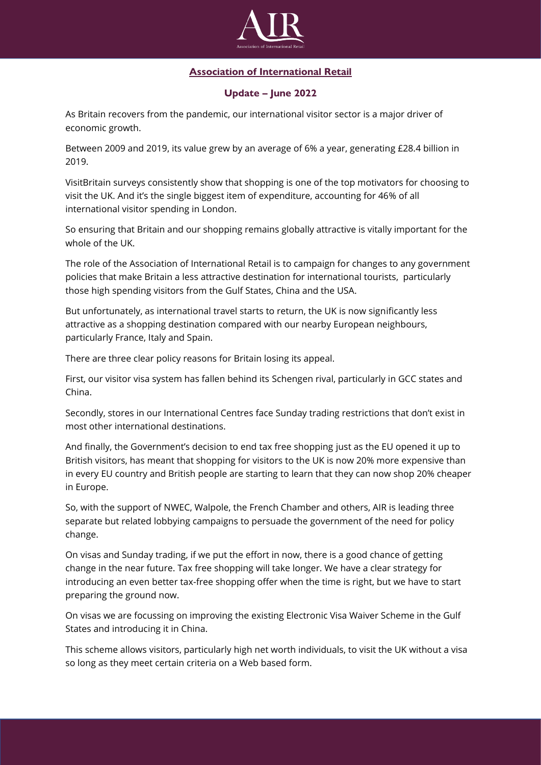## Association of International Retail

### Update – June 2022

As Britain recovers from the pandemic, our international visitor sector is a major driver of economic growth.

Between 2009 and 2019, its value grew by an average of 6% a year, generating £28.4 billion in 2019.

VisitBritain surveys consistently show that shopping is one of the top motivators for choosing to visit the UK. And it's the single biggest item of expenditure, accounting for 46% of all international visitor spending in London.

So ensuring that Britain and our shopping remains globally attractive is vitally important for the whole of the UK.

The role of the Association of International Retail is to campaign for changes to any government policies that make Britain a less attractive destination for international tourists, particularly those high spending visitors from the Gulf States, China and the USA.

But unfortunately, as international travel starts to return, the UK is now significantly less attractive as a shopping destination compared with our nearby European neighbours, particularly France, Italy and Spain.

There are three clear policy reasons for Britain losing its appeal.

First, our visitor visa system has fallen behind its Schengen rival, particularly in GCC states and China.

Secondly, stores in our International Centres face Sunday trading restrictions that don't exist in most other international destinations.

And finally, the Government's decision to end tax free shopping just as the EU opened it up to British visitors, has meant that shopping for visitors to the UK is now 20% more expensive than in every EU country and British people are starting to learn that they can now shop 20% cheaper in Europe.

So, with the support of NWEC, Walpole, the French Chamber and others, AIR is leading three separate but related lobbying campaigns to persuade the government of the need for policy change.

On visas and Sunday trading, if we put the effort in now, there is a good chance of getting change in the near future. Tax free shopping will take longer. We have a clear strategy for introducing an even better tax-free shopping offer when the time is right, but we have to start preparing the ground now.

On visas we are focussing on improving the existing Electronic Visa Waiver Scheme in the Gulf States and introducing it in China.

This scheme allows visitors, particularly high net worth individuals, to visit the UK without a visa so long as they meet certain criteria on a Web based form.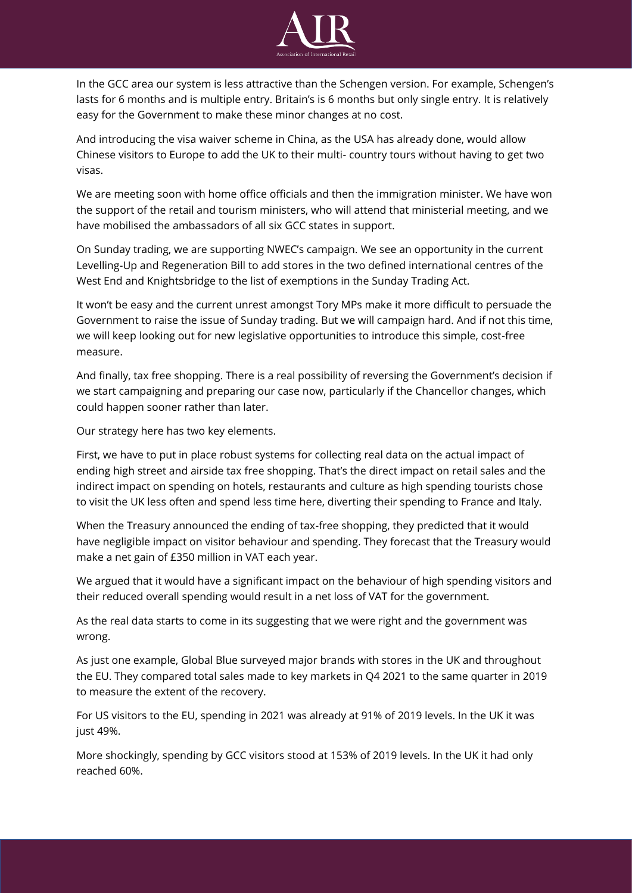In the GCC area our system is less attractive than the Schengen version. For example, Schengen's lasts for 6 months and is multiple entry. Britain's is 6 months but only single entry. It is relatively easy for the Government to make these minor changes at no cost.

And introducing the visa waiver scheme in China, as the USA has already done, would allow Chinese visitors to Europe to add the UK to their multi- country tours without having to get two visas.

We are meeting soon with home office officials and then the immigration minister. We have won the support of the retail and tourism ministers, who will attend that ministerial meeting, and we have mobilised the ambassadors of all six GCC states in support.

On Sunday trading, we are supporting NWEC's campaign. We see an opportunity in the current Levelling-Up and Regeneration Bill to add stores in the two defined international centres of the West End and Knightsbridge to the list of exemptions in the Sunday Trading Act.

It won't be easy and the current unrest amongst Tory MPs make it more difficult to persuade the Government to raise the issue of Sunday trading. But we will campaign hard. And if not this time, we will keep looking out for new legislative opportunities to introduce this simple, cost-free measure.

And finally, tax free shopping. There is a real possibility of reversing the Government's decision if we start campaigning and preparing our case now, particularly if the Chancellor changes, which could happen sooner rather than later.

Our strategy here has two key elements.

First, we have to put in place robust systems for collecting real data on the actual impact of ending high street and airside tax free shopping. That's the direct impact on retail sales and the indirect impact on spending on hotels, restaurants and culture as high spending tourists chose to visit the UK less often and spend less time here, diverting their spending to France and Italy.

When the Treasury announced the ending of tax-free shopping, they predicted that it would have negligible impact on visitor behaviour and spending. They forecast that the Treasury would make a net gain of £350 million in VAT each year.

We argued that it would have a significant impact on the behaviour of high spending visitors and their reduced overall spending would result in a net loss of VAT for the government.

As the real data starts to come in its suggesting that we were right and the government was wrong.

As just one example, Global Blue surveyed major brands with stores in the UK and throughout the EU. They compared total sales made to key markets in Q4 2021 to the same quarter in 2019 to measure the extent of the recovery.

For US visitors to the EU, spending in 2021 was already at 91% of 2019 levels. In the UK it was just 49%.

More shockingly, spending by GCC visitors stood at 153% of 2019 levels. In the UK it had only reached 60%.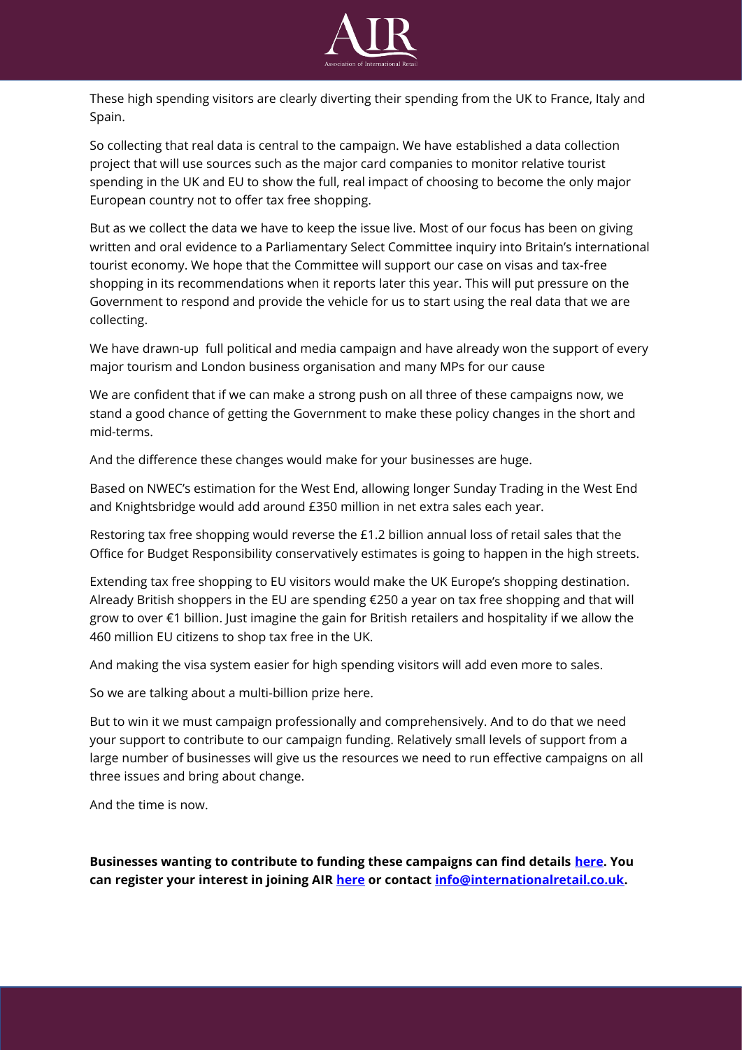These high spending visitors are clearly diverting their spending from the UK to France, Italy and Spain.

So collecting that real data is central to the campaign. We have established a data collection project that will use sources such as the major card companies to monitor relative tourist spending in the UK and EU to show the full, real impact of choosing to become the only major European country not to offer tax free shopping.

But as we collect the data we have to keep the issue live. Most of our focus has been on giving written and oral evidence to a Parliamentary Select Committee inquiry into Britain's international tourist economy. We hope that the Committee will support our case on visas and tax-free shopping in its recommendations when it reports later this year. This will put pressure on the Government to respond and provide the vehicle for us to start using the real data that we are collecting.

We have drawn-up full political and media campaign and have already won the support of every major tourism and London business organisation and many MPs for our cause

We are confident that if we can make a strong push on all three of these campaigns now, we stand a good chance of getting the Government to make these policy changes in the short and mid-terms.

And the difference these changes would make for your businesses are huge.

Based on NWEC's estimation for the West End, allowing longer Sunday Trading in the West End and Knightsbridge would add around £350 million in net extra sales each year.

Restoring tax free shopping would reverse the £1.2 billion annual loss of retail sales that the Office for Budget Responsibility conservatively estimates is going to happen in the high streets.

Extending tax free shopping to EU visitors would make the UK Europe's shopping destination. Already British shoppers in the EU are spending €250 a year on tax free shopping and that will grow to over €1 billion. Just imagine the gain for British retailers and hospitality if we allow the 460 million EU citizens to shop tax free in the UK.

And making the visa system easier for high spending visitors will add even more to sales.

So we are talking about a multi-billion prize here.

But to win it we must campaign professionally and comprehensively. And to do that we need your support to contribute to our campaign funding. Relatively small levels of support from a large number of businesses will give us the resources we need to run effective campaigns on all three issues and bring about change.

And the time is now.

**Businesses wanting to contribute to funding these campaigns can find details here. You can register your interest in joining AIR here or contact info@internationalretail.co.uk.**